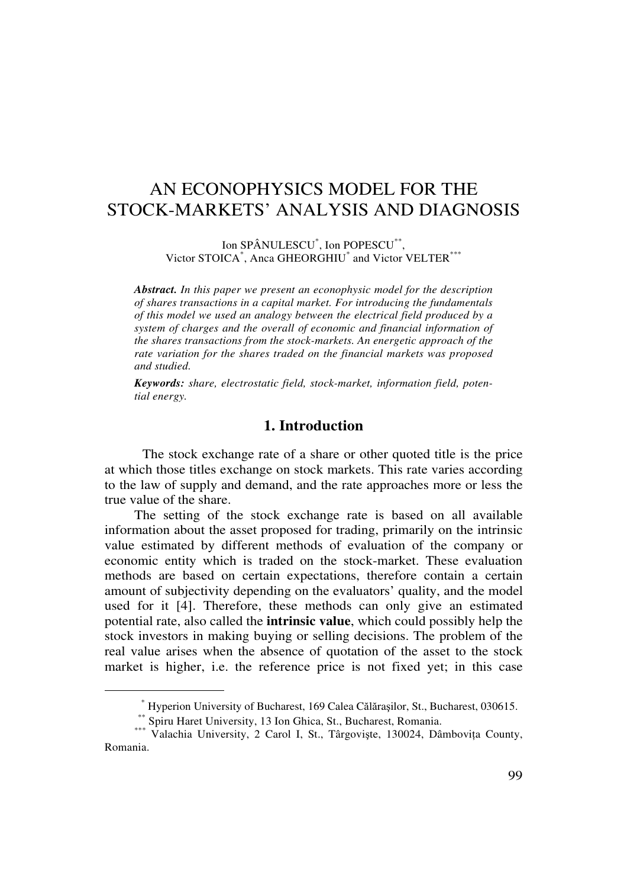# AN ECONOPHYSICS MODEL FOR THE STOCK-MARKETS' ANALYSIS AND DIAGNOSIS

Ion SPÂNULESCU[*], Ion POPESCU[**], Victor STOICA[*], Anca GHEORGHIU[*] and Victor VELTER[***]

***Abstract.*** *In this paper we present an econophysic model for the description of shares transactions in a capital market. For introducing the fundamentals of this model we used an analogy between the electrical field produced by a system of charges and the overall of economic and financial information of the shares transactions from the stock-markets. An energetic approach of the rate variation for the shares traded on the financial markets was proposed and studied.*

***Keywords:*** *share, electrostatic field, stock-market, information field, potential energy.*

## 1. Introduction

The stock exchange rate of a share or other quoted title is the price at which those titles exchange on stock markets. This rate varies according to the law of supply and demand, and the rate approaches more or less the true value of the share.

The setting of the stock exchange rate is based on all available information about the asset proposed for trading, primarily on the intrinsic value estimated by different methods of evaluation of the company or economic entity which is traded on the stock-market. These evaluation methods are based on certain expectations, therefore contain a certain amount of subjectivity depending on the evaluators' quality, and the model used for it [4]. Therefore, these methods can only give an estimated potential rate, also called the **intrinsic value**, which could possibly help the stock investors in making buying or selling decisions. The problem of the real value arises when the absence of quotation of the asset to the stock market is higher, i.e. the reference price is not fixed yet; in this case

---

[*] Hyperion University of Bucharest, 169 Calea Călăraşilor, St., Bucharest, 030615.

[**] Spiru Haret University, 13 Ion Ghica, St., Bucharest, Romania.

[***] Valachia University, 2 Carol I, St., Târgovişte, 130024, Dâmboviţa County, Romania.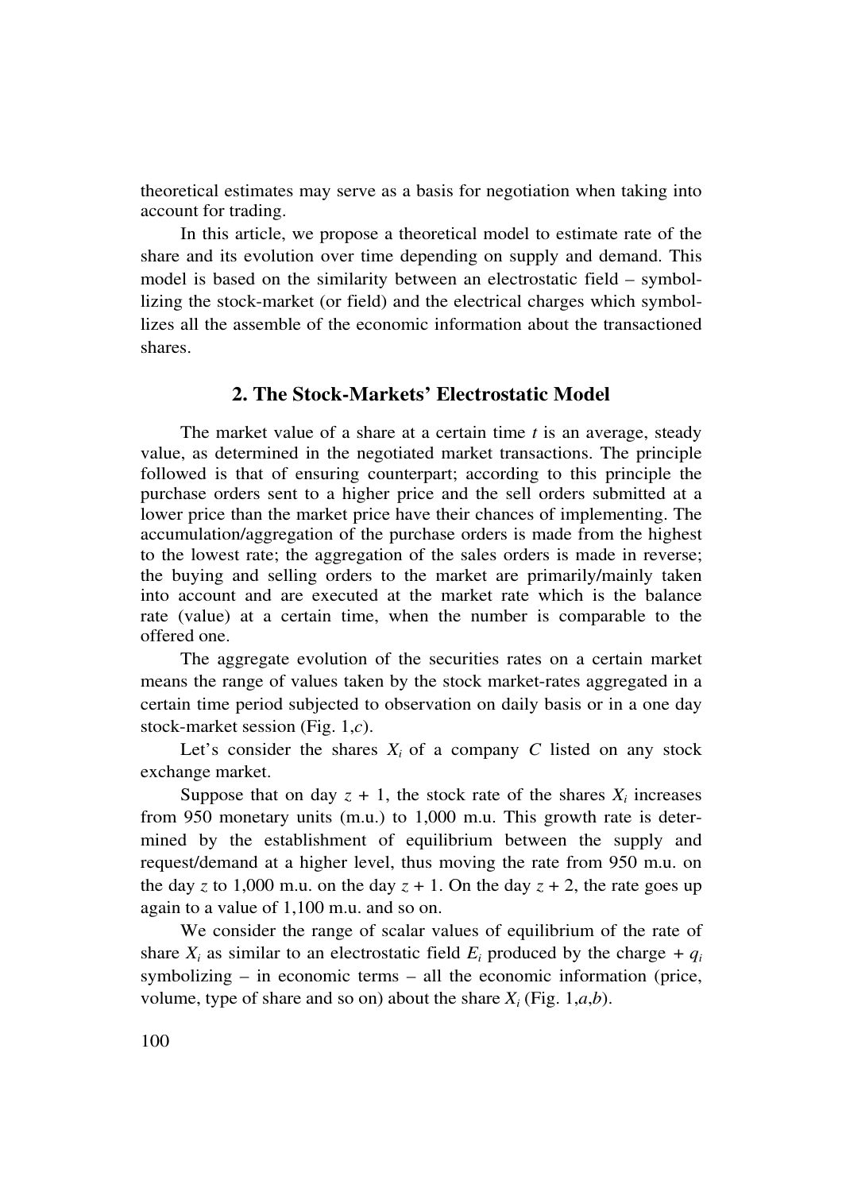theoretical estimates may serve as a basis for negotiation when taking into account for trading.

In this article, we propose a theoretical model to estimate rate of the share and its evolution over time depending on supply and demand. This model is based on the similarity between an electrostatic field – symbollizing the stock-market (or field) and the electrical charges which symbollizes all the assemble of the economic information about the transactioned shares.

## 2. The Stock-Markets' Electrostatic Model

The market value of a share at a certain time $t$ is an average, steady value, as determined in the negotiated market transactions. The principle followed is that of ensuring counterpart; according to this principle the purchase orders sent to a higher price and the sell orders submitted at a lower price than the market price have their chances of implementing. The accumulation/aggregation of the purchase orders is made from the highest to the lowest rate; the aggregation of the sales orders is made in reverse; the buying and selling orders to the market are primarily/mainly taken into account and are executed at the market rate which is the balance rate (value) at a certain time, when the number is comparable to the offered one.

The aggregate evolution of the securities rates on a certain market means the range of values taken by the stock market-rates aggregated in a certain time period subjected to observation on daily basis or in a one day stock-market session (Fig. 1,*c*).

Let's consider the shares $X_i$ of a company $C$ listed on any stock exchange market.

Suppose that on day $z + 1$, the stock rate of the shares $X_i$ increases from 950 monetary units (m.u.) to 1,000 m.u. This growth rate is determined by the establishment of equilibrium between the supply and request/demand at a higher level, thus moving the rate from 950 m.u. on the day $z$ to 1,000 m.u. on the day $z + 1$. On the day $z + 2$, the rate goes up again to a value of 1,100 m.u. and so on.

We consider the range of scalar values of equilibrium of the rate of share $X_i$ as similar to an electrostatic field $E_i$ produced by the charge $+ q_i$ symbolizing – in economic terms – all the economic information (price, volume, type of share and so on) about the share $X_i$ (Fig. 1,*a*,*b*).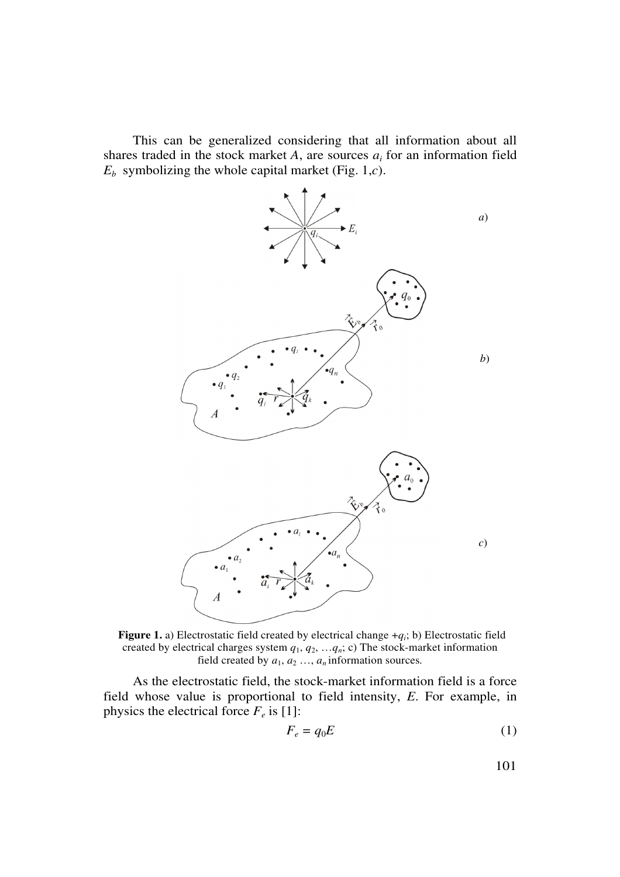This can be generalized considering that all information about all shares traded in the stock market $A$, are sources $a_i$ for an information field $E_b$ symbolizing the whole capital market (Fig. 1,*c*).

**Figure 1.** a) Electrostatic field created by electrical change $+q_i$; b) Electrostatic field created by electrical charges system $q_1$, $q_2$, …$q_n$; c) The stock-market information field created by $a_1$, $a_2$ …, $a_n$ information sources.

As the electrostatic field, the stock-market information field is a force field whose value is proportional to field intensity, $E$. For example, in physics the electrical force $F_e$ is [1]:

$$F_e = q_0 E \tag{1}$$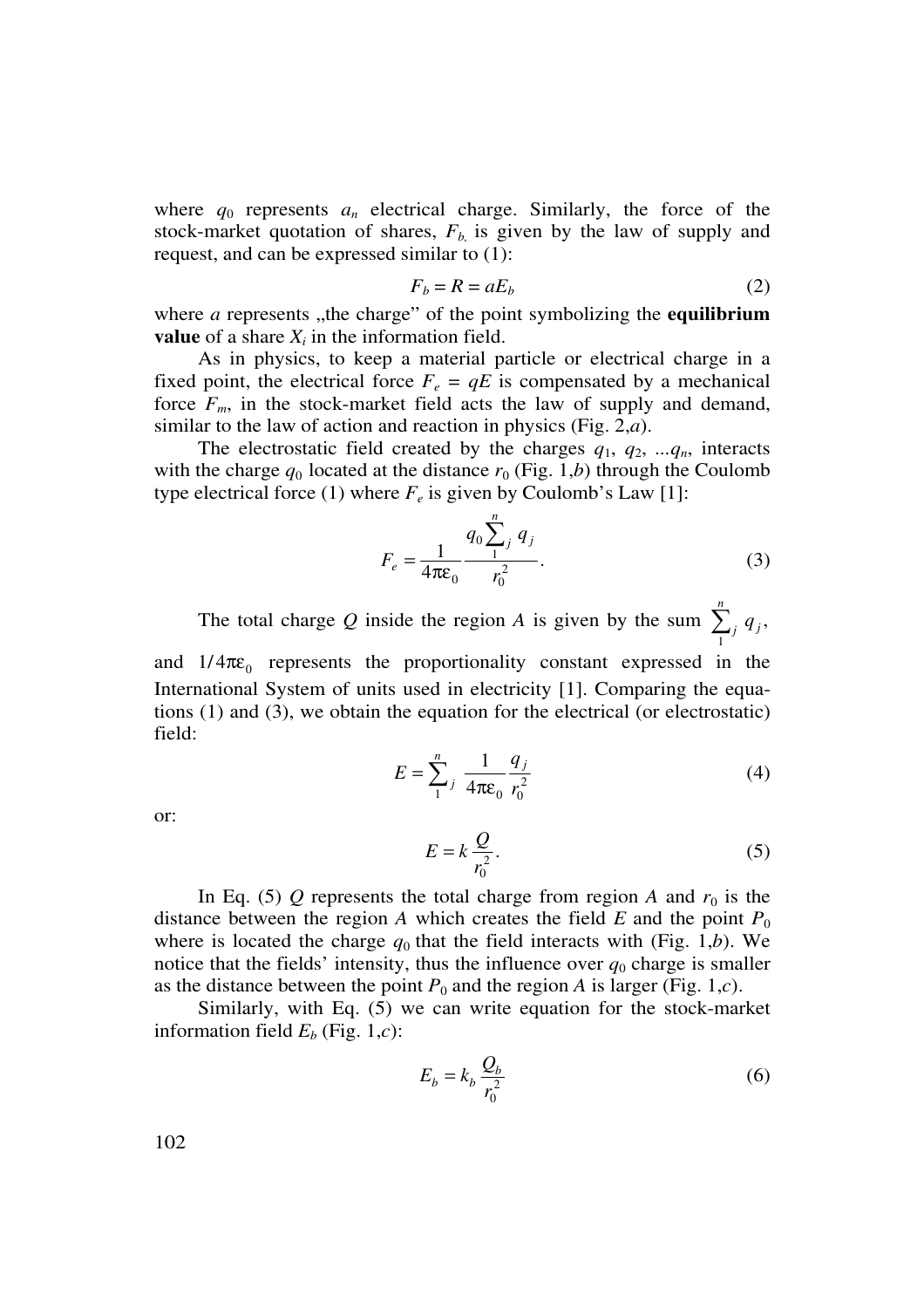where $q_0$ represents $a_n$ electrical charge. Similarly, the force of the stock-market quotation of shares, $F_{b,}$ is given by the law of supply and request, and can be expressed similar to (1):

$$F_b = R = aE_b \tag{2}$$

where $a$ represents „the charge" of the point symbolizing the **equilibrium value** of a share $X_i$ in the information field.

As in physics, to keep a material particle or electrical charge in a fixed point, the electrical force $F_e = qE$ is compensated by a mechanical force $F_m$, in the stock-market field acts the law of supply and demand, similar to the law of action and reaction in physics (Fig. 2,*a*).

The electrostatic field created by the charges $q_1$, $q_2$, ...$q_n$, interacts with the charge $q_0$ located at the distance $r_0$ (Fig. 1,*b*) through the Coulomb type electrical force (1) where $F_e$ is given by Coulomb's Law [1]:

$$F_e = \frac{1}{4\pi\varepsilon_0} \frac{q_0 \sum_{1}^{n}{}_j \, q_j}{r_0^2}. \tag{3}$$

The total charge $Q$ inside the region $A$ is given by the sum $\sum_{1}^{n}{}_j \, q_j$, and $1/4\pi\varepsilon_0$ represents the proportionality constant expressed in the International System of units used in electricity [1]. Comparing the equations (1) and (3), we obtain the equation for the electrical (or electrostatic) field:

$$E = \sum_{1}^{n}{}_j \, \frac{1}{4\pi\varepsilon_0} \frac{q_j}{r_0^2} \tag{4}$$

or:

$$E = k\frac{Q}{r_0^2}. \tag{5}$$

In Eq. (5) $Q$ represents the total charge from region $A$ and $r_0$ is the distance between the region $A$ which creates the field $E$ and the point $P_0$ where is located the charge $q_0$ that the field interacts with (Fig. 1,*b*). We notice that the fields' intensity, thus the influence over $q_0$ charge is smaller as the distance between the point $P_0$ and the region $A$ is larger (Fig. 1,*c*).

Similarly, with Eq. (5) we can write equation for the stock-market information field $E_b$ (Fig. 1,*c*):

$$E_b = k_b\frac{Q_b}{r_0^2} \tag{6}$$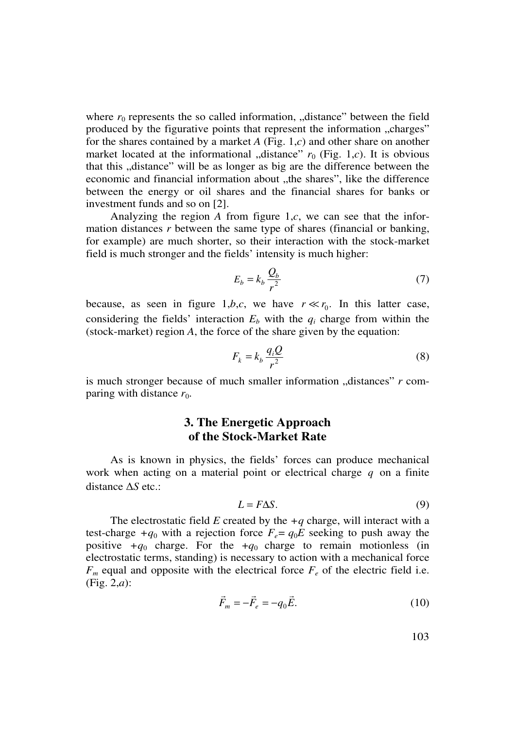where $r_0$ represents the so called information, „distance" between the field produced by the figurative points that represent the information „charges" for the shares contained by a market *A* (Fig. 1,*c*) and other share on another market located at the informational „distance" $r_0$ (Fig. 1,*c*). It is obvious that this „distance" will be as longer as big are the difference between the economic and financial information about „the shares", like the difference between the energy or oil shares and the financial shares for banks or investment funds and so on [2].

Analyzing the region *A* from figure 1,*c*, we can see that the information distances *r* between the same type of shares (financial or banking, for example) are much shorter, so their interaction with the stock-market field is much stronger and the fields' intensity is much higher:

$$E_b = k_b \frac{Q_b}{r^2} \tag{7}$$

because, as seen in figure 1,*b*,*c*, we have $r \ll r_0$. In this latter case, considering the fields' interaction $E_b$ with the $q_i$ charge from within the (stock-market) region *A*, the force of the share given by the equation:

$$F_k = k_b \frac{q_i Q}{r^2} \tag{8}$$

is much stronger because of much smaller information „distances" *r* comparing with distance $r_0$.

## 3. The Energetic Approach of the Stock-Market Rate

As is known in physics, the fields' forces can produce mechanical work when acting on a material point or electrical charge $q$ on a finite distance $\Delta S$ etc.:

$$L = F\Delta S. \tag{9}$$

The electrostatic field $E$ created by the $+q$ charge, will interact with a test-charge $+q_0$ with a rejection force $F_e = q_0 E$ seeking to push away the positive $+q_0$ charge. For the $+q_0$ charge to remain motionless (in electrostatic terms, standing) is necessary to action with a mechanical force $F_m$ equal and opposite with the electrical force $F_e$ of the electric field i.e. (Fig. 2,*a*):

$$\vec{F}_m = -\vec{F}_e = -q_0 \vec{E}. \tag{10}$$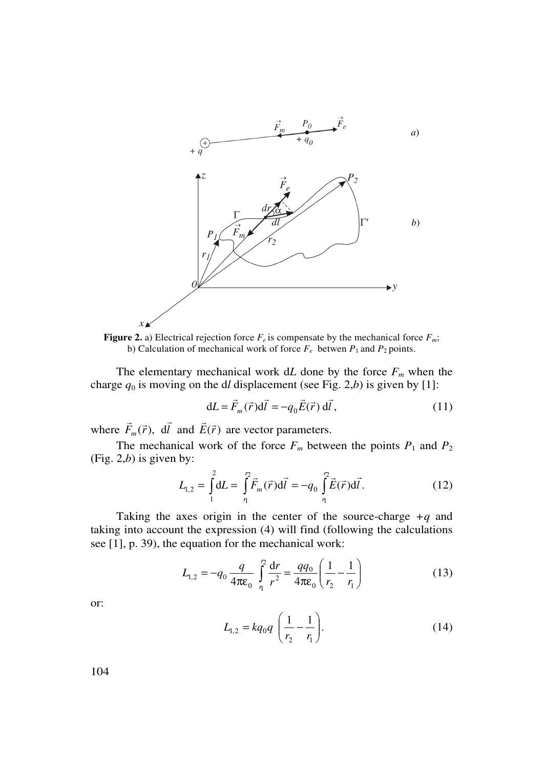a)

b)

**Figure 2.** a) Electrical rejection force $F_e$ is compensate by the mechanical force $F_m$; b) Calculation of mechanical work of force $F_e$ betwen $P_1$ and $P_2$ points.

The elementary mechanical work d$L$ done by the force $F_m$ when the charge $q_0$ is moving on the d$l$ displacement (see Fig. 2,*b*) is given by [1]:

$$\mathrm{d}L = \vec{F}_m(\vec{r})\mathrm{d}\vec{l} = -q_0\vec{E}(\vec{r})\,\mathrm{d}\vec{l}\,, \tag{11}$$

where $\vec{F}_m(\vec{r})$, $\mathrm{d}\vec{l}$ and $\vec{E}(\vec{r})$ are vector parameters.

The mechanical work of the force $F_m$ between the points $P_1$ and $P_2$ (Fig. 2,*b*) is given by:

$$L_{1,2} = \int_1^2 \mathrm{d}L = \int_{r_1}^{r_2} \vec{F}_m(\vec{r})\mathrm{d}\vec{l} = -q_0\int_{r_1}^{r_2} \vec{E}(\vec{r})\mathrm{d}\vec{l}\,. \tag{12}$$

Taking the axes origin in the center of the source-charge $+q$ and taking into account the expression (4) will find (following the calculations see [1], p. 39), the equation for the mechanical work:

$$L_{1,2} = -q_0\,\frac{q}{4\pi\varepsilon_0}\int_{r_1}^{r_2}\frac{\mathrm{d}r}{r^2} = \frac{qq_0}{4\pi\varepsilon_0}\left(\frac{1}{r_2}-\frac{1}{r_1}\right) \tag{13}$$

or:

$$L_{1,2} = kq_0q\,\left(\frac{1}{r_2}-\frac{1}{r_1}\right). \tag{14}$$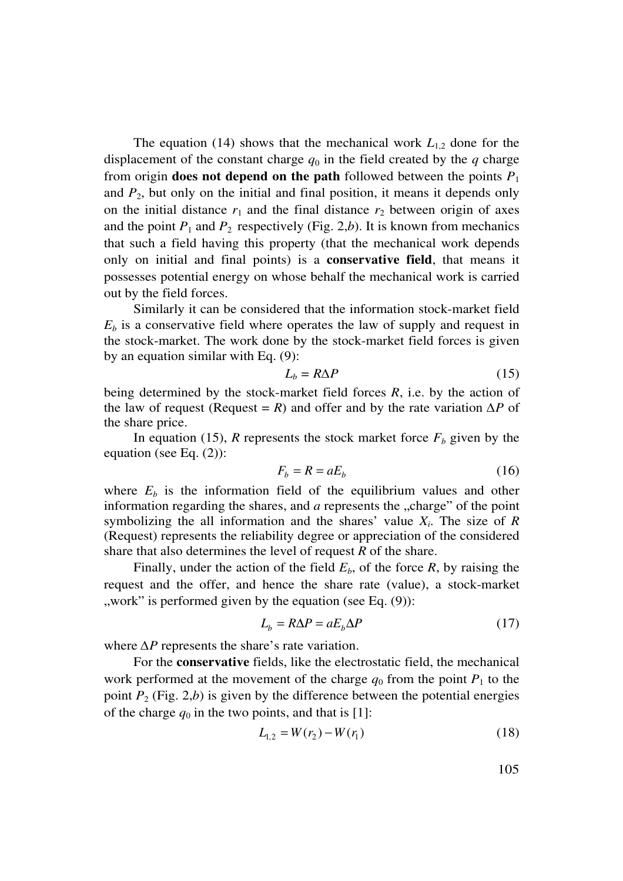The equation (14) shows that the mechanical work $L_{1,2}$ done for the displacement of the constant charge $q_0$ in the field created by the $q$ charge from origin **does not depend on the path** followed between the points $P_1$ and $P_2$, but only on the initial and final position, it means it depends only on the initial distance $r_1$ and the final distance $r_2$ between origin of axes and the point $P_1$ and $P_2$ respectively (Fig. 2,*b*). It is known from mechanics that such a field having this property (that the mechanical work depends only on initial and final points) is a **conservative field**, that means it possesses potential energy on whose behalf the mechanical work is carried out by the field forces.

Similarly it can be considered that the information stock-market field $E_b$ is a conservative field where operates the law of supply and request in the stock-market. The work done by the stock-market field forces is given by an equation similar with Eq. (9):

$$L_b = R\Delta P \tag{15}$$

being determined by the stock-market field forces $R$, i.e. by the action of the law of request (Request = $R$) and offer and by the rate variation $\Delta P$ of the share price.

In equation (15), $R$ represents the stock market force $F_b$ given by the equation (see Eq. (2)):

$$F_b = R = aE_b \tag{16}$$

where $E_b$ is the information field of the equilibrium values and other information regarding the shares, and $a$ represents the „charge" of the point symbolizing the all information and the shares' value $X_i$. The size of $R$ (Request) represents the reliability degree or appreciation of the considered share that also determines the level of request $R$ of the share.

Finally, under the action of the field $E_b$, of the force $R$, by raising the request and the offer, and hence the share rate (value), a stock-market „work" is performed given by the equation (see Eq. (9)):

$$L_b = R\Delta P = aE_b\Delta P \tag{17}$$

where $\Delta P$ represents the share's rate variation.

For the **conservative** fields, like the electrostatic field, the mechanical work performed at the movement of the charge $q_0$ from the point $P_1$ to the point $P_2$ (Fig. 2,*b*) is given by the difference between the potential energies of the charge $q_0$ in the two points, and that is [1]:

$$L_{1,2} = W(r_2) - W(r_1) \tag{18}$$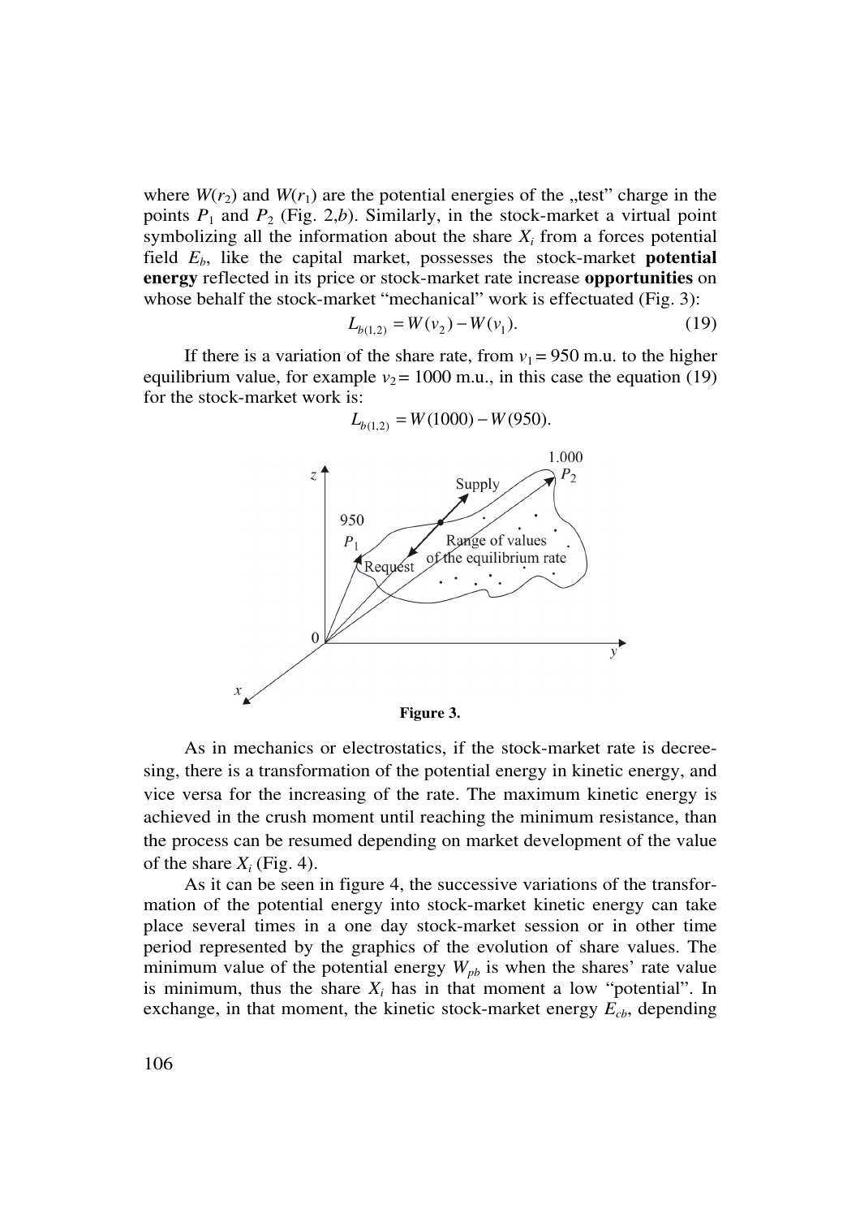where $W(r_2)$ and $W(r_1)$ are the potential energies of the „test" charge in the points $P_1$ and $P_2$ (Fig. 2,*b*). Similarly, in the stock-market a virtual point symbolizing all the information about the share $X_i$ from a forces potential field $E_b$, like the capital market, possesses the stock-market **potential energy** reflected in its price or stock-market rate increase **opportunities** on whose behalf the stock-market "mechanical" work is effectuated (Fig. 3):

$$L_{b(1,2)} = W(v_2) - W(v_1). \tag{19}$$

If there is a variation of the share rate, from $v_1 = 950$ m.u. to the higher equilibrium value, for example $v_2 = 1000$ m.u., in this case the equation (19) for the stock-market work is:

$$L_{b(1,2)} = W(1000) - W(950).$$

1.000
$P_2$
Supply
950
$P_1$
Range of values of the equilibrium rate
Request
0
z
y
x

**Figure 3.**

As in mechanics or electrostatics, if the stock-market rate is decreesing, there is a transformation of the potential energy in kinetic energy, and vice versa for the increasing of the rate. The maximum kinetic energy is achieved in the crush moment until reaching the minimum resistance, than the process can be resumed depending on market development of the value of the share $X_i$ (Fig. 4).

As it can be seen in figure 4, the successive variations of the transformation of the potential energy into stock-market kinetic energy can take place several times in a one day stock-market session or in other time period represented by the graphics of the evolution of share values. The minimum value of the potential energy $W_{pb}$ is when the shares' rate value is minimum, thus the share $X_i$ has in that moment a low "potential". In exchange, in that moment, the kinetic stock-market energy $E_{cb}$, depending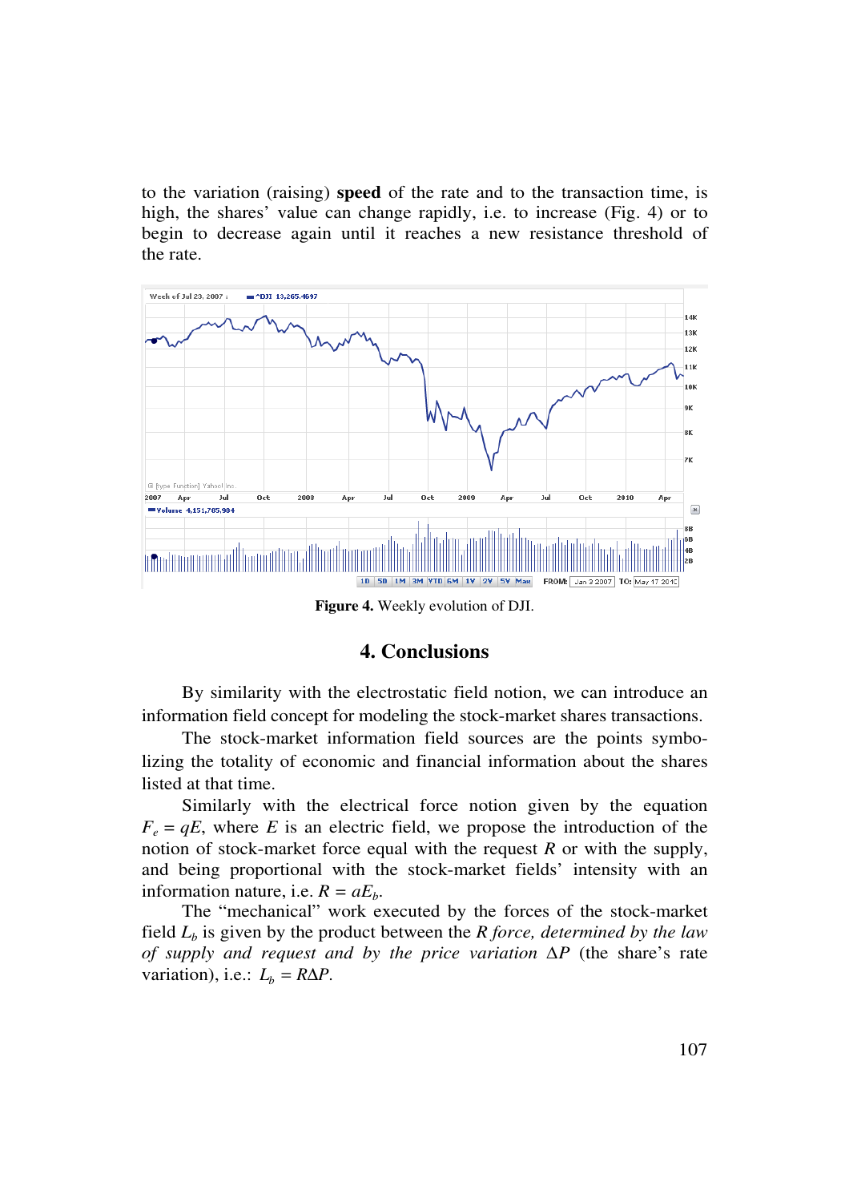to the variation (raising) **speed** of the rate and to the transaction time, is high, the shares' value can change rapidly, i.e. to increase (Fig. 4) or to begin to decrease again until it reaches a new resistance threshold of the rate.

Week of Jul 23, 2007 : ^DJI 13,265.4697

14K
13K
12K
11K
10K
9K
8K
7K

2007 Apr Jul Oct 2008 Apr Jul Oct 2009 Apr Jul Oct 2010 Apr

Volume 4,151,705,984

8B
6B
4B
2B

1D 5D 1M 3M YTD 6M 1Y 2Y 5Y Max FROM: Jan 3 2007 TO: May 17 2010

**Figure 4.** Weekly evolution of DJI.

## 4. Conclusions

By similarity with the electrostatic field notion, we can introduce an information field concept for modeling the stock-market shares transactions.

The stock-market information field sources are the points symbolizing the totality of economic and financial information about the shares listed at that time.

Similarly with the electrical force notion given by the equation $F_e = qE$, where $E$ is an electric field, we propose the introduction of the notion of stock-market force equal with the request $R$ or with the supply, and being proportional with the stock-market fields' intensity with an information nature, i.e. $R = aE_b$.

The "mechanical" work executed by the forces of the stock-market field $L_b$ is given by the product between the $R$ *force, determined by the law of supply and request and by the price variation* $\Delta P$ (the share's rate variation), i.e.: $L_b = R\Delta P$.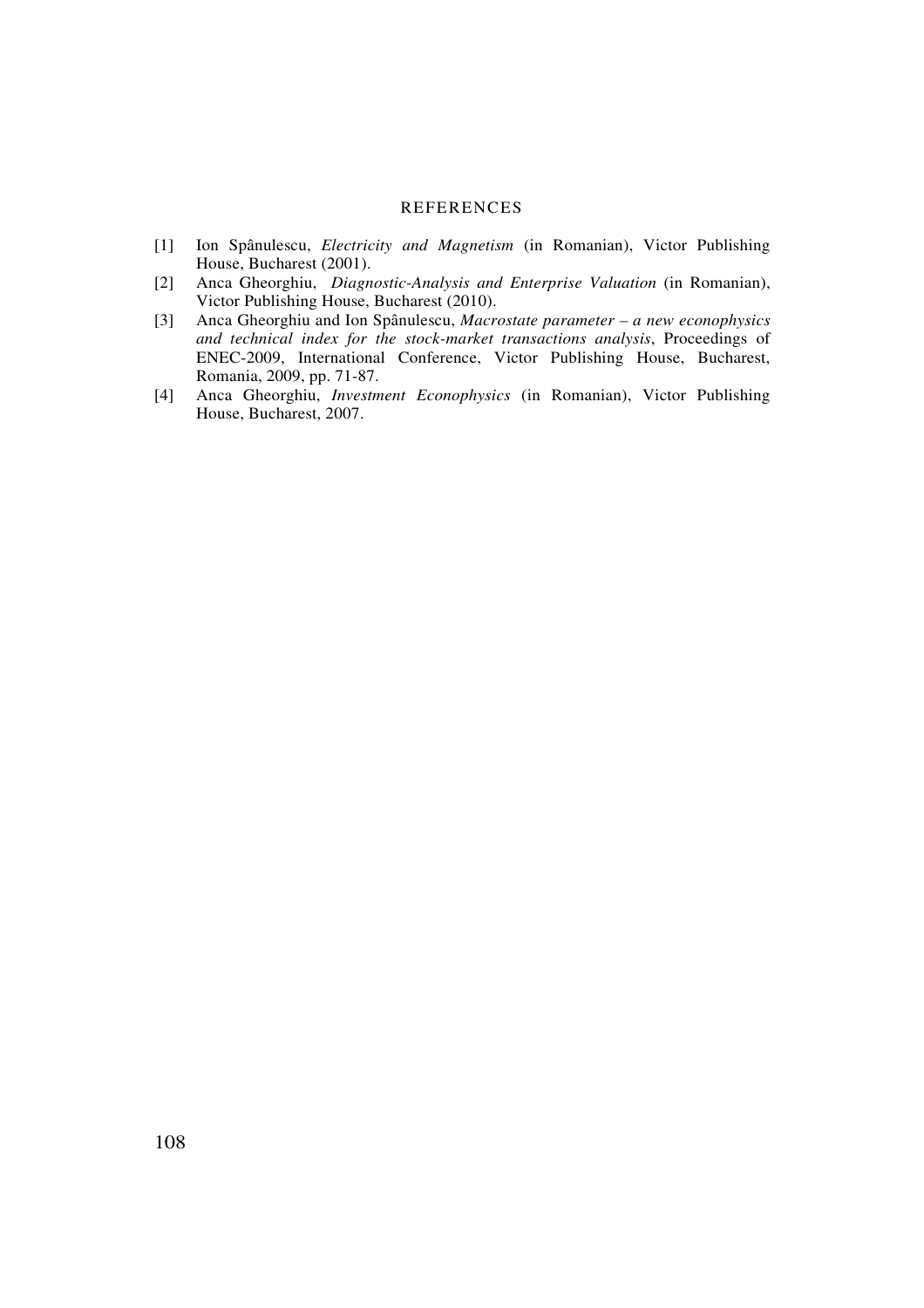## REFERENCES

[1] Ion Spânulescu, *Electricity and Magnetism* (in Romanian), Victor Publishing House, Bucharest (2001).

[2] Anca Gheorghiu, *Diagnostic-Analysis and Enterprise Valuation* (in Romanian), Victor Publishing House, Bucharest (2010).

[3] Anca Gheorghiu and Ion Spânulescu, *Macrostate parameter – a new econophysics and technical index for the stock-market transactions analysis*, Proceedings of ENEC-2009, International Conference, Victor Publishing House, Bucharest, Romania, 2009, pp. 71-87.

[4] Anca Gheorghiu, *Investment Econophysics* (in Romanian), Victor Publishing House, Bucharest, 2007.